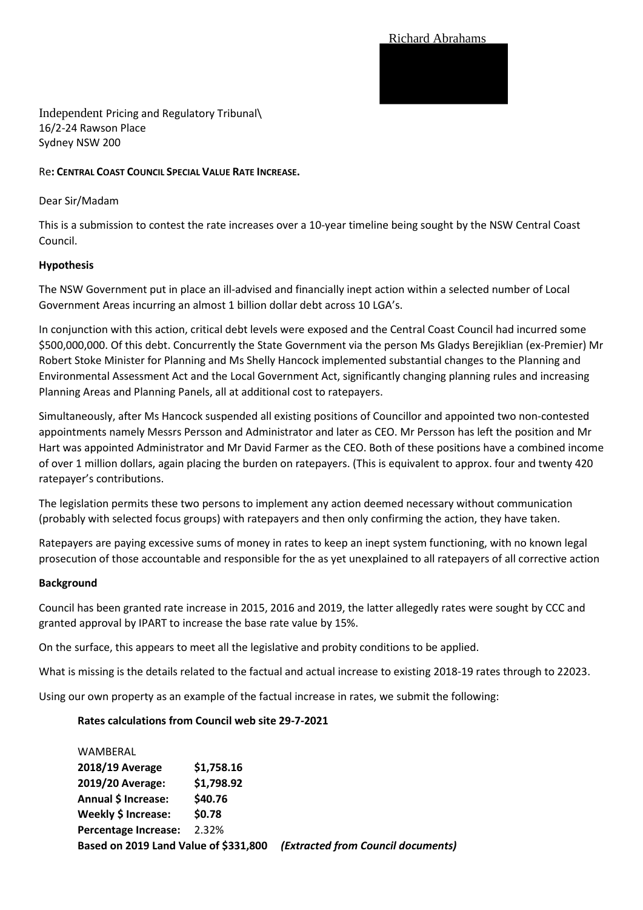Richard Abrahams

Independent Pricing and Regulatory Tribunal\
16/2-24 Rawson Place
Sydney NSW 200

Re**: CENTRAL COAST COUNCIL SPECIAL VALUE RATE INCREASE.**

Dear Sir/Madam

This is a submission to contest the rate increases over a 10-year timeline being sought by the NSW Central Coast Council.

**Hypothesis**

The NSW Government put in place an ill-advised and financially inept action within a selected number of Local Government Areas incurring an almost 1 billion dollar debt across 10 LGA's.

In conjunction with this action, critical debt levels were exposed and the Central Coast Council had incurred some \$500,000,000. Of this debt. Concurrently the State Government via the person Ms Gladys Berejiklian (ex-Premier) Mr Robert Stoke Minister for Planning and Ms Shelly Hancock implemented substantial changes to the Planning and Environmental Assessment Act and the Local Government Act, significantly changing planning rules and increasing Planning Areas and Planning Panels, all at additional cost to ratepayers.

Simultaneously, after Ms Hancock suspended all existing positions of Councillor and appointed two non-contested appointments namely Messrs Persson and Administrator and later as CEO. Mr Persson has left the position and Mr Hart was appointed Administrator and Mr David Farmer as the CEO. Both of these positions have a combined income of over 1 million dollars, again placing the burden on ratepayers. (This is equivalent to approx. four and twenty 420 ratepayer's contributions.

The legislation permits these two persons to implement any action deemed necessary without communication (probably with selected focus groups) with ratepayers and then only confirming the action, they have taken.

Ratepayers are paying excessive sums of money in rates to keep an inept system functioning, with no known legal prosecution of those accountable and responsible for the as yet unexplained to all ratepayers of all corrective action

**Background**

Council has been granted rate increase in 2015, 2016 and 2019, the latter allegedly rates were sought by CCC and granted approval by IPART to increase the base rate value by 15%.

On the surface, this appears to meet all the legislative and probity conditions to be applied.

What is missing is the details related to the factual and actual increase to existing 2018-19 rates through to 22023.

Using our own property as an example of the factual increase in rates, we submit the following:

**Rates calculations from Council web site 29-7-2021**

WAMBERAL

| | |
|---|---|
| **2018/19 Average** | **\$1,758.16** |
| **2019/20 Average:** | **\$1,798.92** |
| **Annual \$ Increase:** | **\$40.76** |
| **Weekly \$ Increase:** | **\$0.78** |
| **Percentage Increase:** | 2.32% |

**Based on 2019 Land Value of \$331,800** ***(Extracted from Council documents)***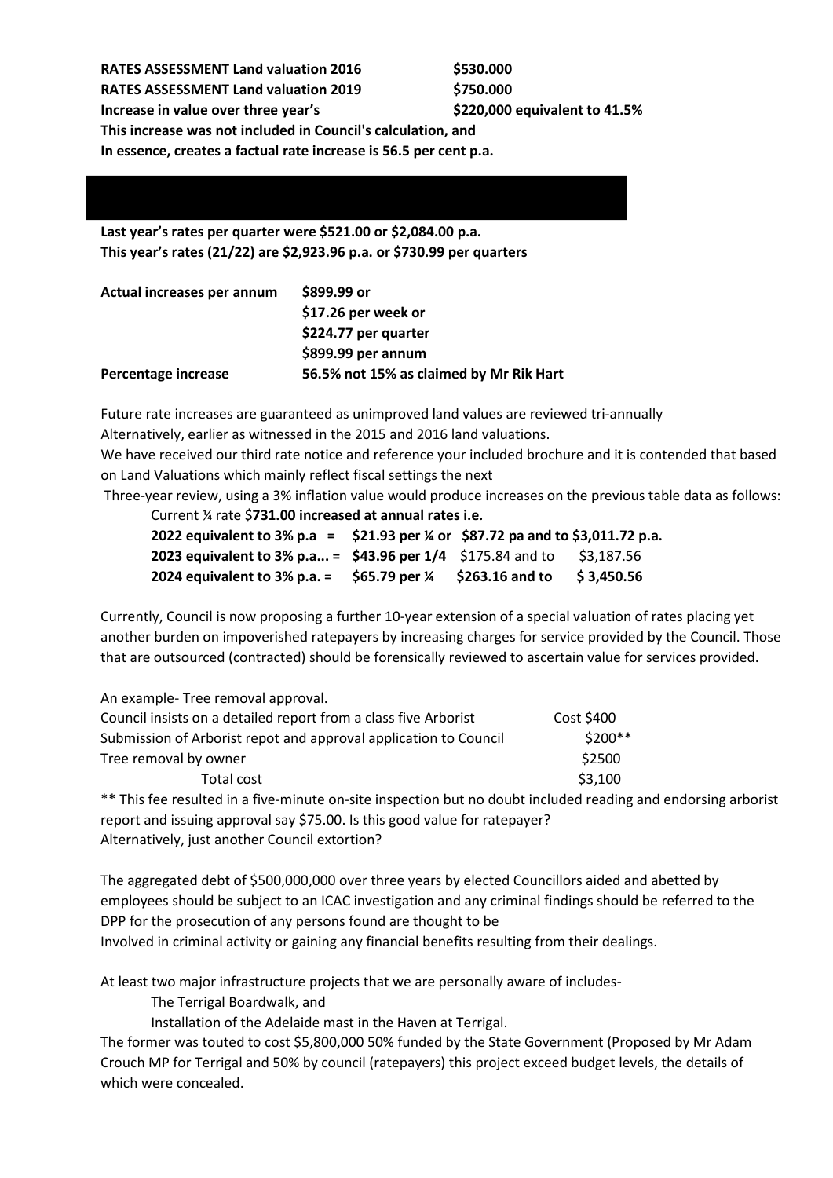**RATES ASSESSMENT Land valuation 2016 $530.000**
**RATES ASSESSMENT Land valuation 2019 $750.000**
**Increase in value over three year's $220,000 equivalent to 41.5%**
**This increase was not included in Council's calculation, and**
**In essence, creates a factual rate increase is 56.5 per cent p.a.**

**Last year's rates per quarter were $521.00 or $2,084.00 p.a.**
**This year's rates (21/22) are $2,923.96 p.a. or $730.99 per quarters**

| | |
|---|---|
| **Actual increases per annum** | **$899.99 or** |
| | **$17.26 per week or** |
| | **$224.77 per quarter** |
| | **$899.99 per annum** |
| **Percentage increase** | **56.5% not 15% as claimed by Mr Rik Hart** |

Future rate increases are guaranteed as unimproved land values are reviewed tri-annually
Alternatively, earlier as witnessed in the 2015 and 2016 land valuations.
We have received our third rate notice and reference your included brochure and it is contended that based on Land Valuations which mainly reflect fiscal settings the next
Three-year review, using a 3% inflation value would produce increases on the previous table data as follows:

Current ¼ rate $**731.00 increased at annual rates i.e.**

| | | | |
|---|---|---|---|
| **2022 equivalent to 3% p.a =** | **$21.93 per ¼ or** | **$87.72 pa and to** | **$3,011.72 p.a.** |
| **2023 equivalent to 3% p.a... =** | **$43.96 per 1/4** | $175.84 and to | $3,187.56 |
| **2024 equivalent to 3% p.a. =** | **$65.79 per ¼** | **$263.16 and to** | **$ 3,450.56** |

Currently, Council is now proposing a further 10-year extension of a special valuation of rates placing yet another burden on impoverished ratepayers by increasing charges for service provided by the Council. Those that are outsourced (contracted) should be forensically reviewed to ascertain value for services provided.

An example- Tree removal approval.

| | |
|---|---|
| Council insists on a detailed report from a class five Arborist | Cost $400 |
| Submission of Arborist repot and approval application to Council | $200** |
| Tree removal by owner | $2500 |
| Total cost | $3,100 |

** This fee resulted in a five-minute on-site inspection but no doubt included reading and endorsing arborist report and issuing approval say $75.00. Is this good value for ratepayer?
Alternatively, just another Council extortion?

The aggregated debt of $500,000,000 over three years by elected Councillors aided and abetted by employees should be subject to an ICAC investigation and any criminal findings should be referred to the DPP for the prosecution of any persons found are thought to be
Involved in criminal activity or gaining any financial benefits resulting from their dealings.

At least two major infrastructure projects that we are personally aware of includes-

The Terrigal Boardwalk, and

Installation of the Adelaide mast in the Haven at Terrigal.

The former was touted to cost $5,800,000 50% funded by the State Government (Proposed by Mr Adam Crouch MP for Terrigal and 50% by council (ratepayers) this project exceed budget levels, the details of which were concealed.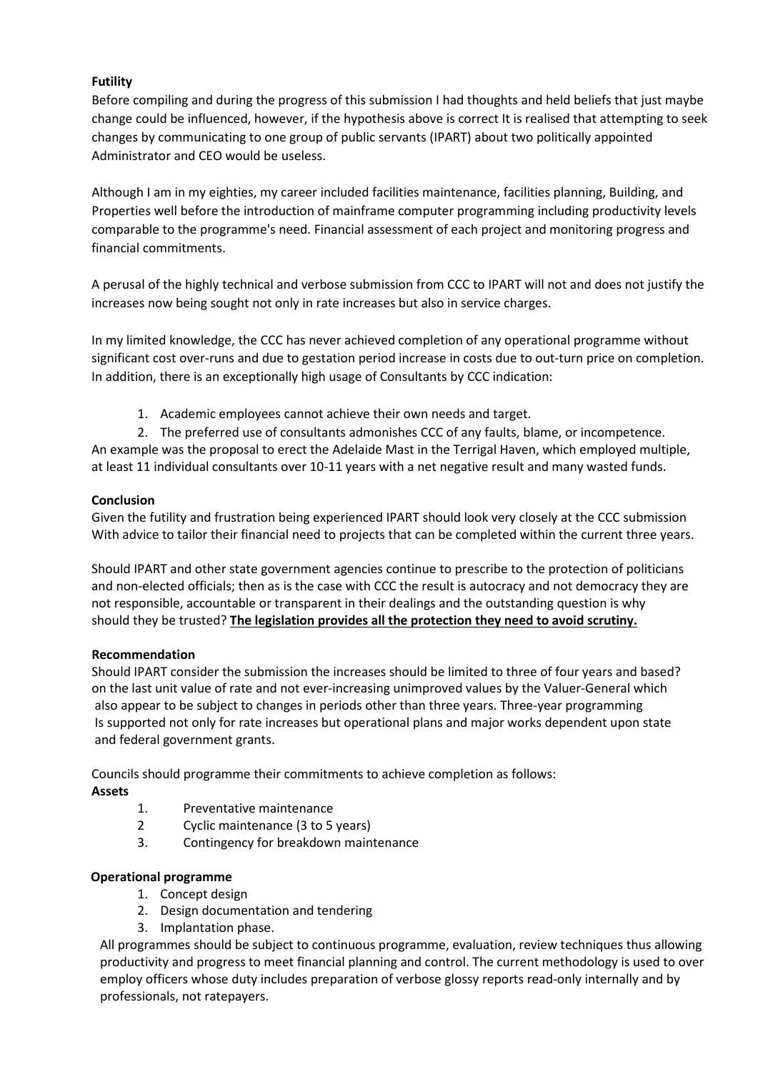**Futility**

Before compiling and during the progress of this submission I had thoughts and held beliefs that just maybe change could be influenced, however, if the hypothesis above is correct It is realised that attempting to seek changes by communicating to one group of public servants (IPART) about two politically appointed Administrator and CEO would be useless.

Although I am in my eighties, my career included facilities maintenance, facilities planning, Building, and Properties well before the introduction of mainframe computer programming including productivity levels comparable to the programme's need. Financial assessment of each project and monitoring progress and financial commitments.

A perusal of the highly technical and verbose submission from CCC to IPART will not and does not justify the increases now being sought not only in rate increases but also in service charges.

In my limited knowledge, the CCC has never achieved completion of any operational programme without significant cost over-runs and due to gestation period increase in costs due to out-turn price on completion. In addition, there is an exceptionally high usage of Consultants by CCC indication:

1. Academic employees cannot achieve their own needs and target.
2. The preferred use of consultants admonishes CCC of any faults, blame, or incompetence.

An example was the proposal to erect the Adelaide Mast in the Terrigal Haven, which employed multiple, at least 11 individual consultants over 10-11 years with a net negative result and many wasted funds.

**Conclusion**

Given the futility and frustration being experienced IPART should look very closely at the CCC submission With advice to tailor their financial need to projects that can be completed within the current three years.

Should IPART and other state government agencies continue to prescribe to the protection of politicians and non-elected officials; then as is the case with CCC the result is autocracy and not democracy they are not responsible, accountable or transparent in their dealings and the outstanding question is why should they be trusted? **The legislation provides all the protection they need to avoid scrutiny.**

**Recommendation**

Should IPART consider the submission the increases should be limited to three of four years and based? on the last unit value of rate and not ever-increasing unimproved values by the Valuer-General which also appear to be subject to changes in periods other than three years. Three-year programming Is supported not only for rate increases but operational plans and major works dependent upon state and federal government grants.

Councils should programme their commitments to achieve completion as follows:

**Assets**

1. Preventative maintenance
2. Cyclic maintenance (3 to 5 years)
3. Contingency for breakdown maintenance

**Operational programme**

1. Concept design
2. Design documentation and tendering
3. Implantation phase.

All programmes should be subject to continuous programme, evaluation, review techniques thus allowing productivity and progress to meet financial planning and control. The current methodology is used to over employ officers whose duty includes preparation of verbose glossy reports read-only internally and by professionals, not ratepayers.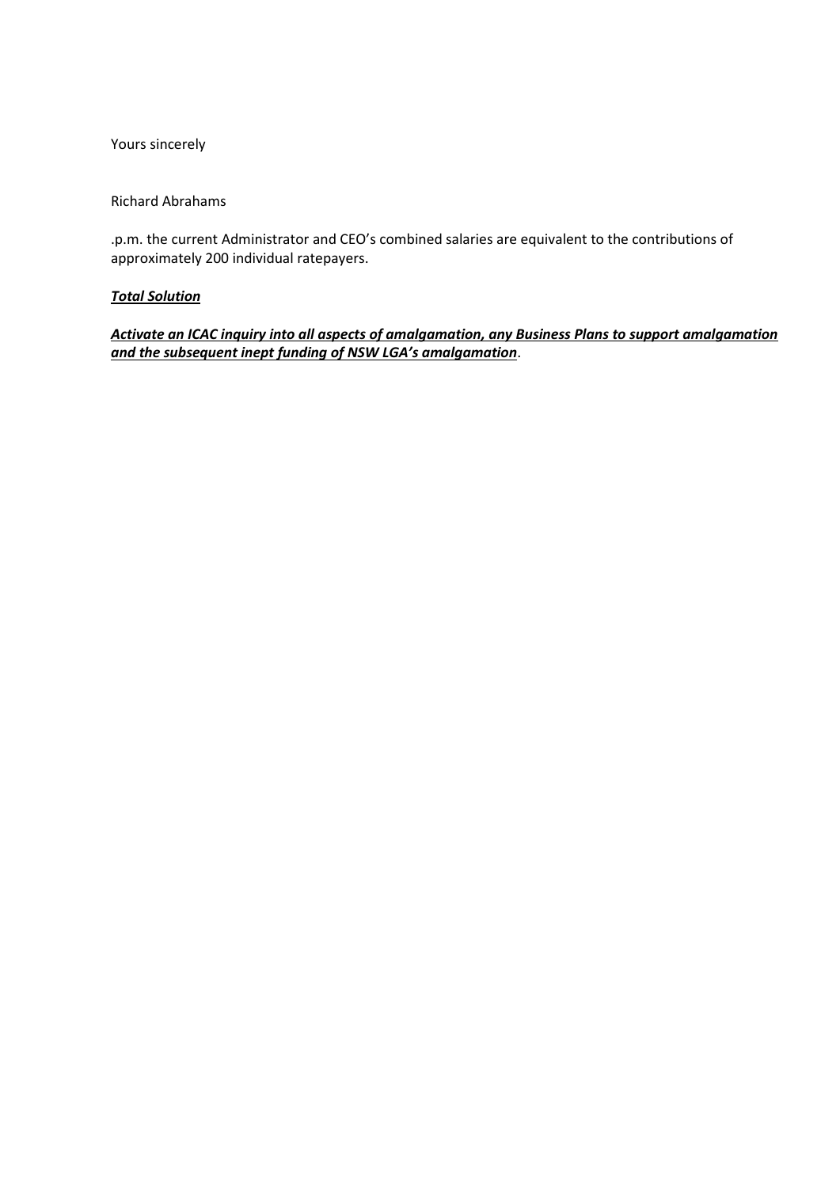Yours sincerely

Richard Abrahams

.p.m. the current Administrator and CEO's combined salaries are equivalent to the contributions of approximately 200 individual ratepayers.

***Total Solution***

***Activate an ICAC inquiry into all aspects of amalgamation, any Business Plans to support amalgamation and the subsequent inept funding of NSW LGA's amalgamation***.